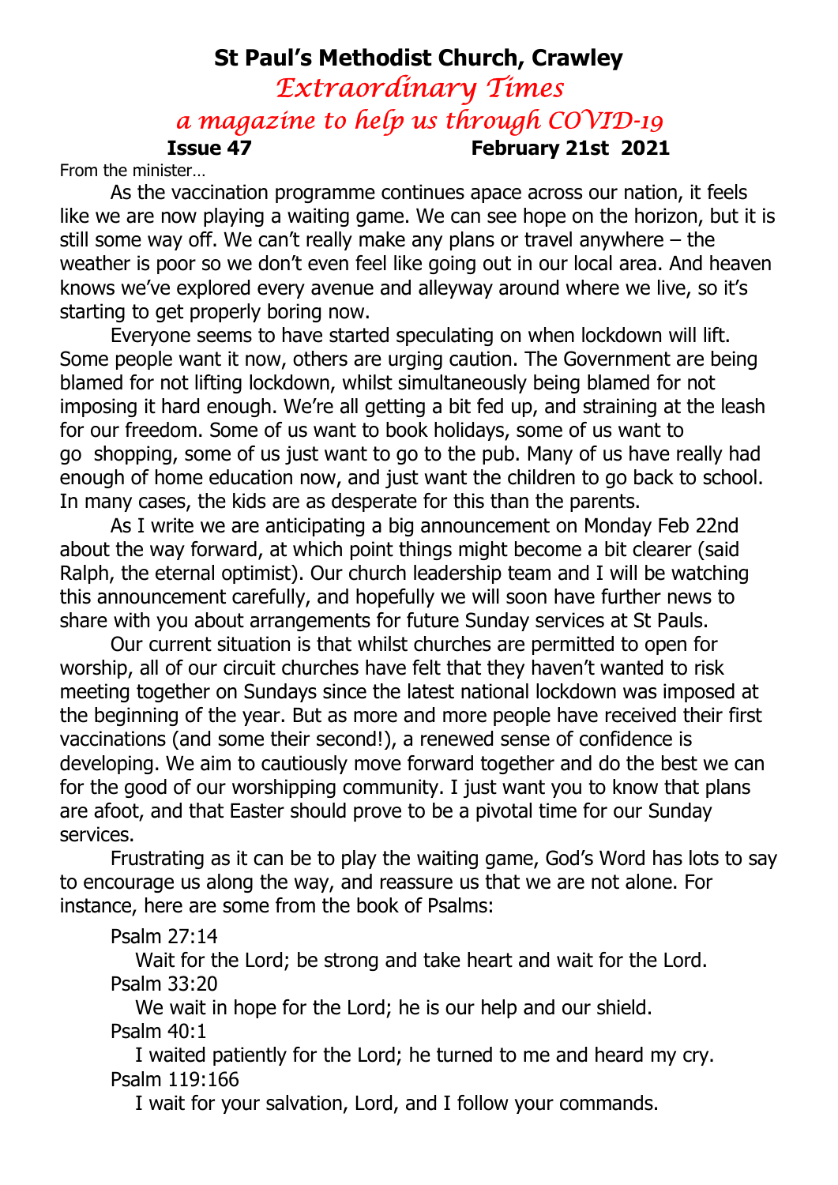# St Paul's Methodist Church, Crawley

## *Extraordinary Times*

### *a magazine to help us through COVID-19*

**Issue 47** **February 21st 2021**

From the minister…

As the vaccination programme continues apace across our nation, it feels like we are now playing a waiting game. We can see hope on the horizon, but it is still some way off. We can't really make any plans or travel anywhere – the weather is poor so we don't even feel like going out in our local area. And heaven knows we've explored every avenue and alleyway around where we live, so it's starting to get properly boring now.

Everyone seems to have started speculating on when lockdown will lift. Some people want it now, others are urging caution. The Government are being blamed for not lifting lockdown, whilst simultaneously being blamed for not imposing it hard enough. We're all getting a bit fed up, and straining at the leash for our freedom. Some of us want to book holidays, some of us want to go shopping, some of us just want to go to the pub. Many of us have really had enough of home education now, and just want the children to go back to school. In many cases, the kids are as desperate for this than the parents.

As I write we are anticipating a big announcement on Monday Feb 22nd about the way forward, at which point things might become a bit clearer (said Ralph, the eternal optimist). Our church leadership team and I will be watching this announcement carefully, and hopefully we will soon have further news to share with you about arrangements for future Sunday services at St Pauls.

Our current situation is that whilst churches are permitted to open for worship, all of our circuit churches have felt that they haven't wanted to risk meeting together on Sundays since the latest national lockdown was imposed at the beginning of the year. But as more and more people have received their first vaccinations (and some their second!), a renewed sense of confidence is developing. We aim to cautiously move forward together and do the best we can for the good of our worshipping community. I just want you to know that plans are afoot, and that Easter should prove to be a pivotal time for our Sunday services.

Frustrating as it can be to play the waiting game, God's Word has lots to say to encourage us along the way, and reassure us that we are not alone. For instance, here are some from the book of Psalms:

Psalm 27:14
Wait for the Lord; be strong and take heart and wait for the Lord.

Psalm 33:20
We wait in hope for the Lord; he is our help and our shield.

Psalm 40:1
I waited patiently for the Lord; he turned to me and heard my cry.

Psalm 119:166
I wait for your salvation, Lord, and I follow your commands.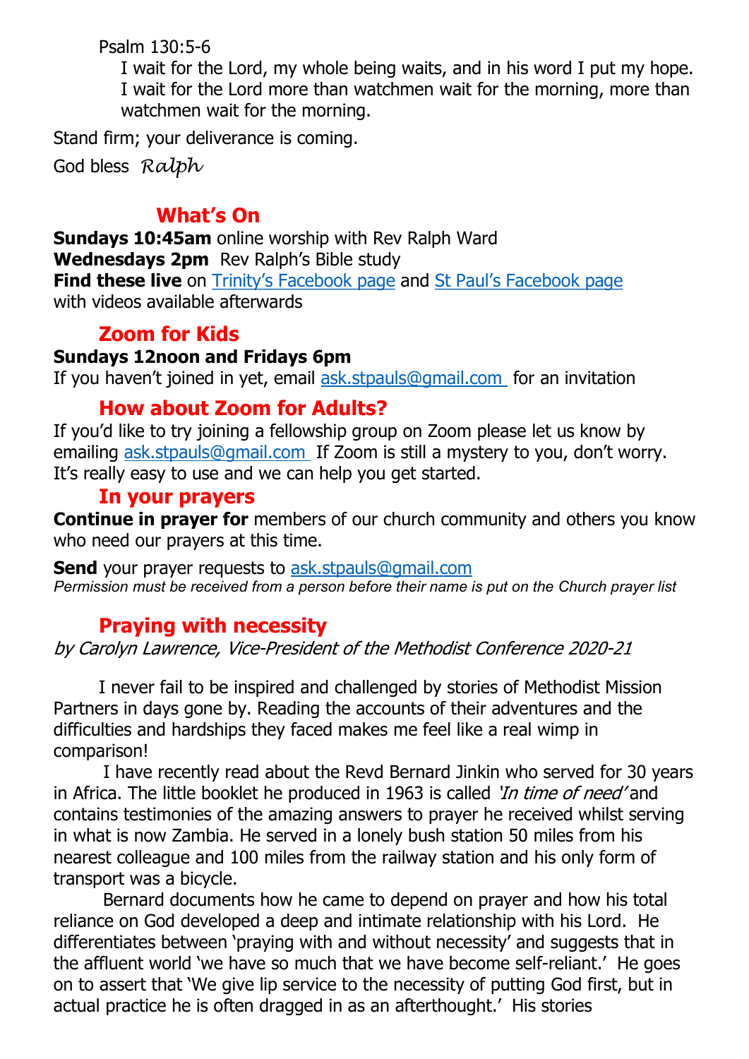Psalm 130:5-6

> I wait for the Lord, my whole being waits, and in his word I put my hope. I wait for the Lord more than watchmen wait for the morning, more than watchmen wait for the morning.

Stand firm; your deliverance is coming.

God bless *Ralph*

## What's On

**Sundays 10:45am** online worship with Rev Ralph Ward
**Wednesdays 2pm** Rev Ralph's Bible study
**Find these live** on Trinity's Facebook page and St Paul's Facebook page with videos available afterwards

## Zoom for Kids

**Sundays 12noon and Fridays 6pm**
If you haven't joined in yet, email ask.stpauls@gmail.com for an invitation

## How about Zoom for Adults?

If you'd like to try joining a fellowship group on Zoom please let us know by emailing ask.stpauls@gmail.com If Zoom is still a mystery to you, don't worry. It's really easy to use and we can help you get started.

## In your prayers

**Continue in prayer for** members of our church community and others you know who need our prayers at this time.

**Send** your prayer requests to ask.stpauls@gmail.com
*Permission must be received from a person before their name is put on the Church prayer list*

## Praying with necessity

*by Carolyn Lawrence, Vice-President of the Methodist Conference 2020-21*

I never fail to be inspired and challenged by stories of Methodist Mission Partners in days gone by. Reading the accounts of their adventures and the difficulties and hardships they faced makes me feel like a real wimp in comparison!

I have recently read about the Revd Bernard Jinkin who served for 30 years in Africa. The little booklet he produced in 1963 is called *'In time of need'* and contains testimonies of the amazing answers to prayer he received whilst serving in what is now Zambia. He served in a lonely bush station 50 miles from his nearest colleague and 100 miles from the railway station and his only form of transport was a bicycle.

Bernard documents how he came to depend on prayer and how his total reliance on God developed a deep and intimate relationship with his Lord. He differentiates between 'praying with and without necessity' and suggests that in the affluent world 'we have so much that we have become self-reliant.' He goes on to assert that 'We give lip service to the necessity of putting God first, but in actual practice he is often dragged in as an afterthought.' His stories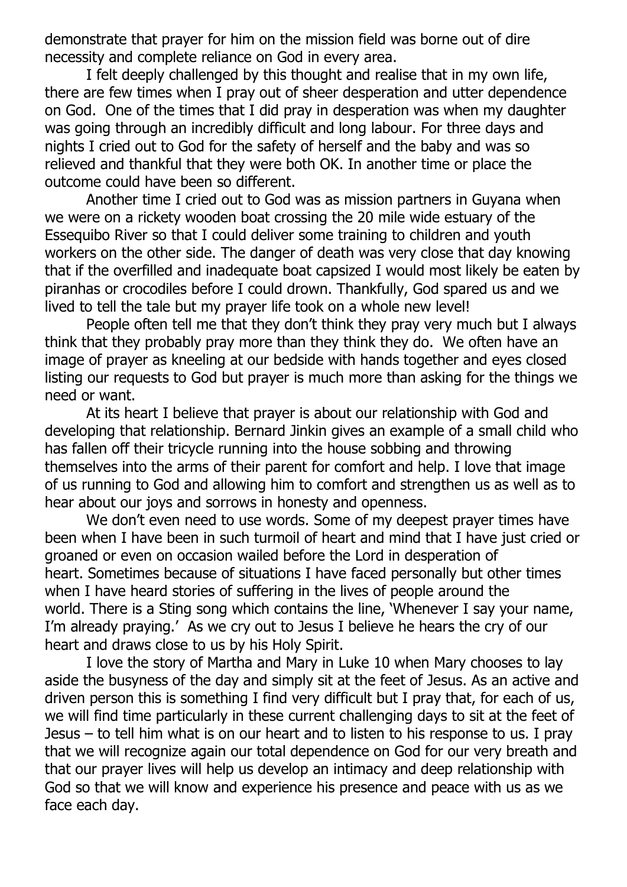demonstrate that prayer for him on the mission field was borne out of dire necessity and complete reliance on God in every area.

I felt deeply challenged by this thought and realise that in my own life, there are few times when I pray out of sheer desperation and utter dependence on God. One of the times that I did pray in desperation was when my daughter was going through an incredibly difficult and long labour. For three days and nights I cried out to God for the safety of herself and the baby and was so relieved and thankful that they were both OK. In another time or place the outcome could have been so different.

Another time I cried out to God was as mission partners in Guyana when we were on a rickety wooden boat crossing the 20 mile wide estuary of the Essequibo River so that I could deliver some training to children and youth workers on the other side. The danger of death was very close that day knowing that if the overfilled and inadequate boat capsized I would most likely be eaten by piranhas or crocodiles before I could drown. Thankfully, God spared us and we lived to tell the tale but my prayer life took on a whole new level!

People often tell me that they don't think they pray very much but I always think that they probably pray more than they think they do. We often have an image of prayer as kneeling at our bedside with hands together and eyes closed listing our requests to God but prayer is much more than asking for the things we need or want.

At its heart I believe that prayer is about our relationship with God and developing that relationship. Bernard Jinkin gives an example of a small child who has fallen off their tricycle running into the house sobbing and throwing themselves into the arms of their parent for comfort and help. I love that image of us running to God and allowing him to comfort and strengthen us as well as to hear about our joys and sorrows in honesty and openness.

We don't even need to use words. Some of my deepest prayer times have been when I have been in such turmoil of heart and mind that I have just cried or groaned or even on occasion wailed before the Lord in desperation of heart. Sometimes because of situations I have faced personally but other times when I have heard stories of suffering in the lives of people around the world. There is a Sting song which contains the line, 'Whenever I say your name, I'm already praying.' As we cry out to Jesus I believe he hears the cry of our heart and draws close to us by his Holy Spirit.

I love the story of Martha and Mary in Luke 10 when Mary chooses to lay aside the busyness of the day and simply sit at the feet of Jesus. As an active and driven person this is something I find very difficult but I pray that, for each of us, we will find time particularly in these current challenging days to sit at the feet of Jesus – to tell him what is on our heart and to listen to his response to us. I pray that we will recognize again our total dependence on God for our very breath and that our prayer lives will help us develop an intimacy and deep relationship with God so that we will know and experience his presence and peace with us as we face each day.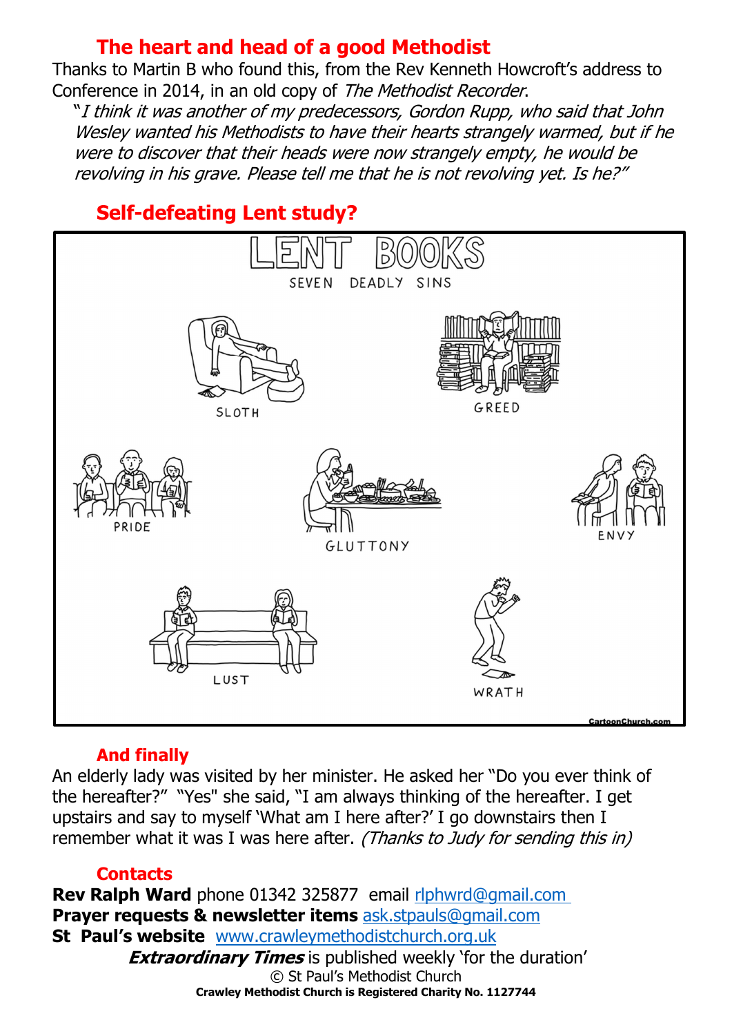## The heart and head of a good Methodist

Thanks to Martin B who found this, from the Rev Kenneth Howcroft's address to Conference in 2014, in an old copy of *The Methodist Recorder*.

*"I think it was another of my predecessors, Gordon Rupp, who said that John Wesley wanted his Methodists to have their hearts strangely warmed, but if he were to discover that their heads were now strangely empty, he would be revolving in his grave. Please tell me that he is not revolving yet. Is he?"*

## Self-defeating Lent study?

LENT BOOKS

SEVEN DEADLY SINS

SLOTH

GREED

PRIDE

GLUTTONY

ENVY

LUST

WRATH

CartoonChurch.com

## And finally

An elderly lady was visited by her minister. He asked her "Do you ever think of the hereafter?" "Yes" she said, "I am always thinking of the hereafter. I get upstairs and say to myself 'What am I here after?' I go downstairs then I remember what it was I was here after. *(Thanks to Judy for sending this in)*

## Contacts

**Rev Ralph Ward** phone 01342 325877 email rlphwrd@gmail.com
**Prayer requests & newsletter items** ask.stpauls@gmail.com
**St Paul's website** www.crawleymethodistchurch.org.uk

***Extraordinary Times*** is published weekly 'for the duration'

© St Paul's Methodist Church

**Crawley Methodist Church is Registered Charity No. 1127744**